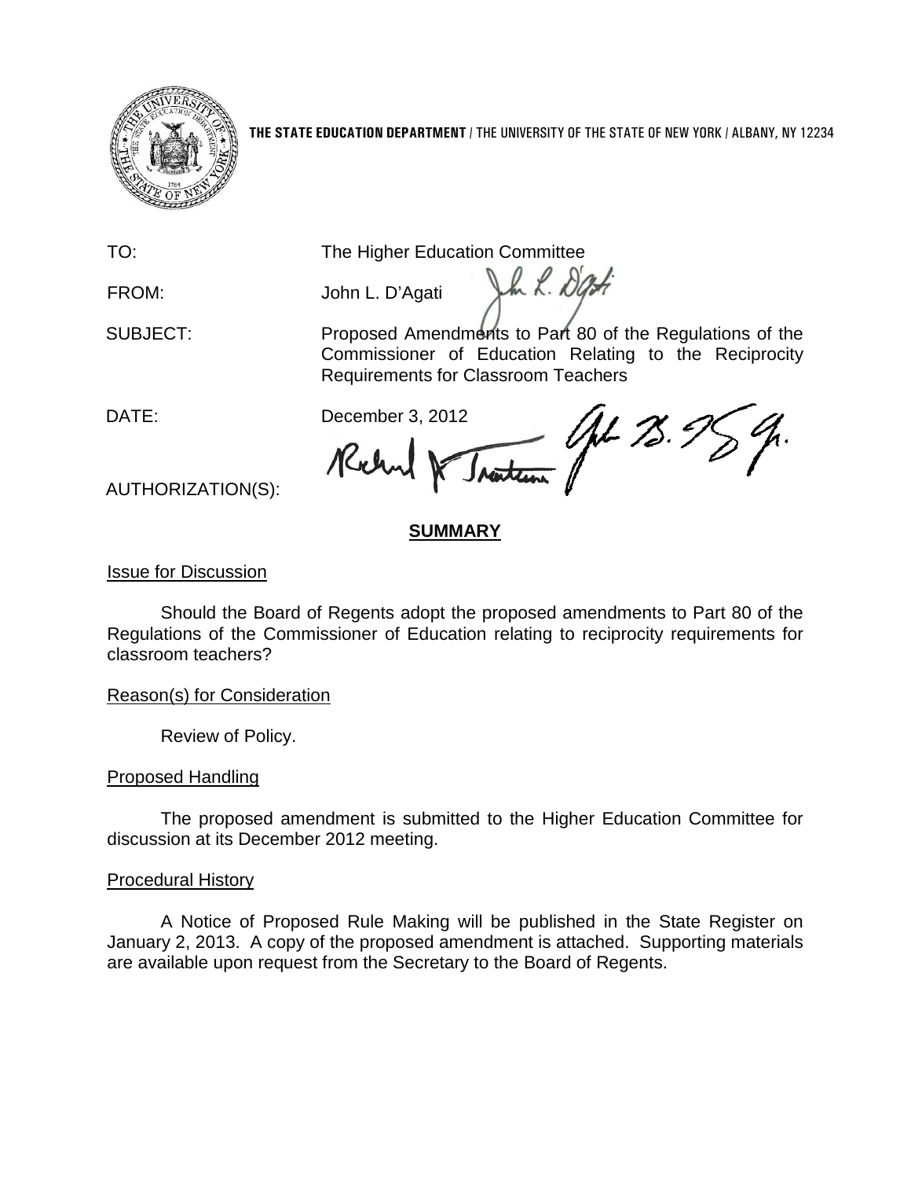**THE STATE EDUCATION DEPARTMENT** / THE UNIVERSITY OF THE STATE OF NEW YORK / ALBANY, NY 12234

TO: The Higher Education Committee

FROM: John L. D'Agati

SUBJECT: Proposed Amendments to Part 80 of the Regulations of the Commissioner of Education Relating to the Reciprocity Requirements for Classroom Teachers

DATE: December 3, 2012

AUTHORIZATION(S):

## SUMMARY

### Issue for Discussion

Should the Board of Regents adopt the proposed amendments to Part 80 of the Regulations of the Commissioner of Education relating to reciprocity requirements for classroom teachers?

### Reason(s) for Consideration

Review of Policy.

### Proposed Handling

The proposed amendment is submitted to the Higher Education Committee for discussion at its December 2012 meeting.

### Procedural History

A Notice of Proposed Rule Making will be published in the State Register on January 2, 2013. A copy of the proposed amendment is attached. Supporting materials are available upon request from the Secretary to the Board of Regents.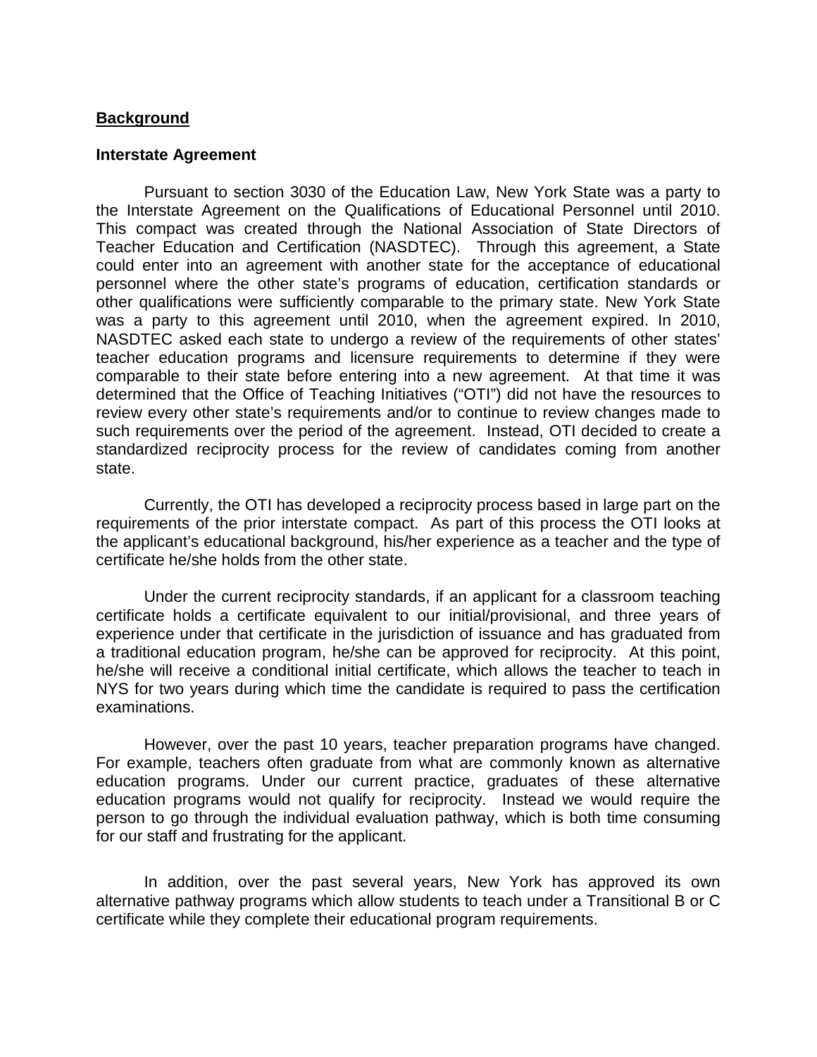## **Background**

### Interstate Agreement

Pursuant to section 3030 of the Education Law, New York State was a party to the Interstate Agreement on the Qualifications of Educational Personnel until 2010. This compact was created through the National Association of State Directors of Teacher Education and Certification (NASDTEC). Through this agreement, a State could enter into an agreement with another state for the acceptance of educational personnel where the other state's programs of education, certification standards or other qualifications were sufficiently comparable to the primary state. New York State was a party to this agreement until 2010, when the agreement expired. In 2010, NASDTEC asked each state to undergo a review of the requirements of other states' teacher education programs and licensure requirements to determine if they were comparable to their state before entering into a new agreement. At that time it was determined that the Office of Teaching Initiatives ("OTI") did not have the resources to review every other state's requirements and/or to continue to review changes made to such requirements over the period of the agreement. Instead, OTI decided to create a standardized reciprocity process for the review of candidates coming from another state.

Currently, the OTI has developed a reciprocity process based in large part on the requirements of the prior interstate compact. As part of this process the OTI looks at the applicant's educational background, his/her experience as a teacher and the type of certificate he/she holds from the other state.

Under the current reciprocity standards, if an applicant for a classroom teaching certificate holds a certificate equivalent to our initial/provisional, and three years of experience under that certificate in the jurisdiction of issuance and has graduated from a traditional education program, he/she can be approved for reciprocity. At this point, he/she will receive a conditional initial certificate, which allows the teacher to teach in NYS for two years during which time the candidate is required to pass the certification examinations.

However, over the past 10 years, teacher preparation programs have changed. For example, teachers often graduate from what are commonly known as alternative education programs. Under our current practice, graduates of these alternative education programs would not qualify for reciprocity. Instead we would require the person to go through the individual evaluation pathway, which is both time consuming for our staff and frustrating for the applicant.

In addition, over the past several years, New York has approved its own alternative pathway programs which allow students to teach under a Transitional B or C certificate while they complete their educational program requirements.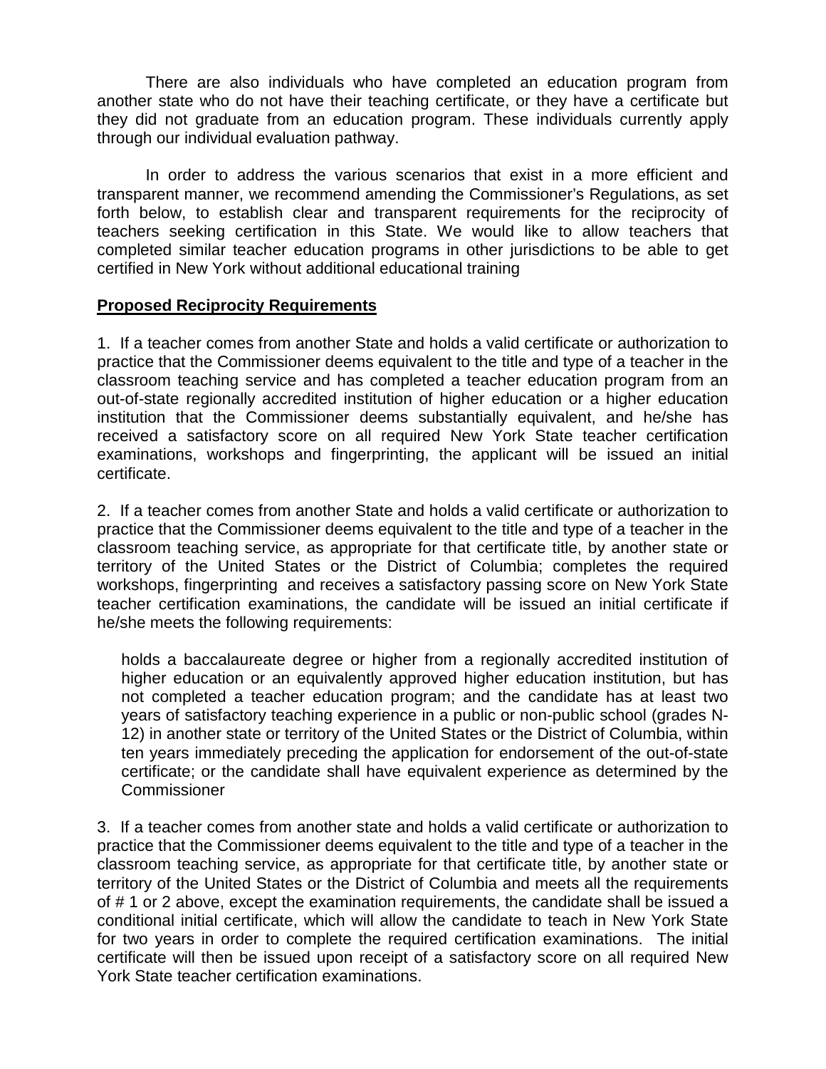There are also individuals who have completed an education program from another state who do not have their teaching certificate, or they have a certificate but they did not graduate from an education program. These individuals currently apply through our individual evaluation pathway.

In order to address the various scenarios that exist in a more efficient and transparent manner, we recommend amending the Commissioner's Regulations, as set forth below, to establish clear and transparent requirements for the reciprocity of teachers seeking certification in this State. We would like to allow teachers that completed similar teacher education programs in other jurisdictions to be able to get certified in New York without additional educational training

**Proposed Reciprocity Requirements**

1. If a teacher comes from another State and holds a valid certificate or authorization to practice that the Commissioner deems equivalent to the title and type of a teacher in the classroom teaching service and has completed a teacher education program from an out-of-state regionally accredited institution of higher education or a higher education institution that the Commissioner deems substantially equivalent, and he/she has received a satisfactory score on all required New York State teacher certification examinations, workshops and fingerprinting, the applicant will be issued an initial certificate.

2. If a teacher comes from another State and holds a valid certificate or authorization to practice that the Commissioner deems equivalent to the title and type of a teacher in the classroom teaching service, as appropriate for that certificate title, by another state or territory of the United States or the District of Columbia; completes the required workshops, fingerprinting and receives a satisfactory passing score on New York State teacher certification examinations, the candidate will be issued an initial certificate if he/she meets the following requirements:

holds a baccalaureate degree or higher from a regionally accredited institution of higher education or an equivalently approved higher education institution, but has not completed a teacher education program; and the candidate has at least two years of satisfactory teaching experience in a public or non-public school (grades N-12) in another state or territory of the United States or the District of Columbia, within ten years immediately preceding the application for endorsement of the out-of-state certificate; or the candidate shall have equivalent experience as determined by the Commissioner

3. If a teacher comes from another state and holds a valid certificate or authorization to practice that the Commissioner deems equivalent to the title and type of a teacher in the classroom teaching service, as appropriate for that certificate title, by another state or territory of the United States or the District of Columbia and meets all the requirements of # 1 or 2 above, except the examination requirements, the candidate shall be issued a conditional initial certificate, which will allow the candidate to teach in New York State for two years in order to complete the required certification examinations. The initial certificate will then be issued upon receipt of a satisfactory score on all required New York State teacher certification examinations.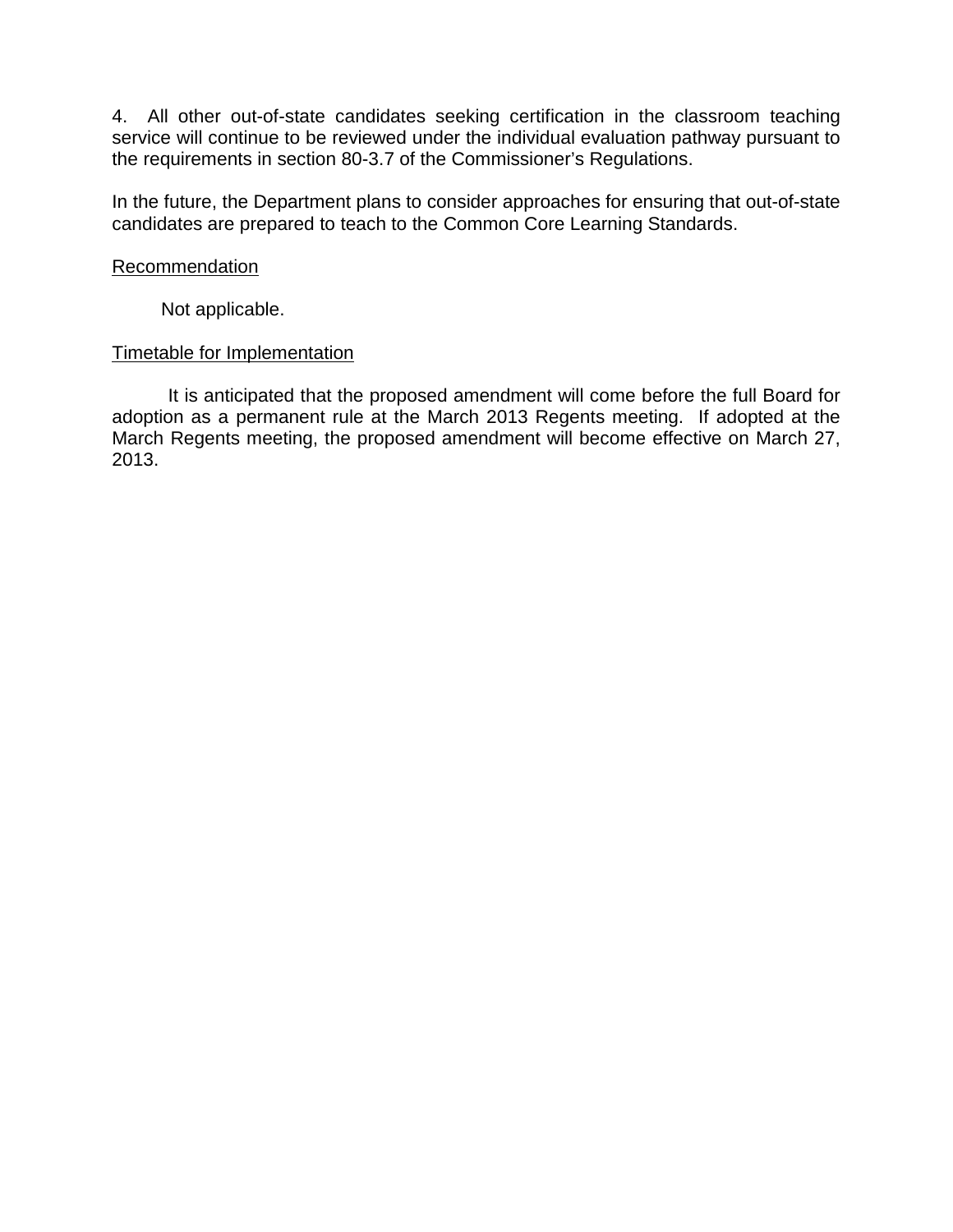4. All other out-of-state candidates seeking certification in the classroom teaching service will continue to be reviewed under the individual evaluation pathway pursuant to the requirements in section 80-3.7 of the Commissioner's Regulations.

In the future, the Department plans to consider approaches for ensuring that out-of-state candidates are prepared to teach to the Common Core Learning Standards.

<u>Recommendation</u>

Not applicable.

<u>Timetable for Implementation</u>

It is anticipated that the proposed amendment will come before the full Board for adoption as a permanent rule at the March 2013 Regents meeting. If adopted at the March Regents meeting, the proposed amendment will become effective on March 27, 2013.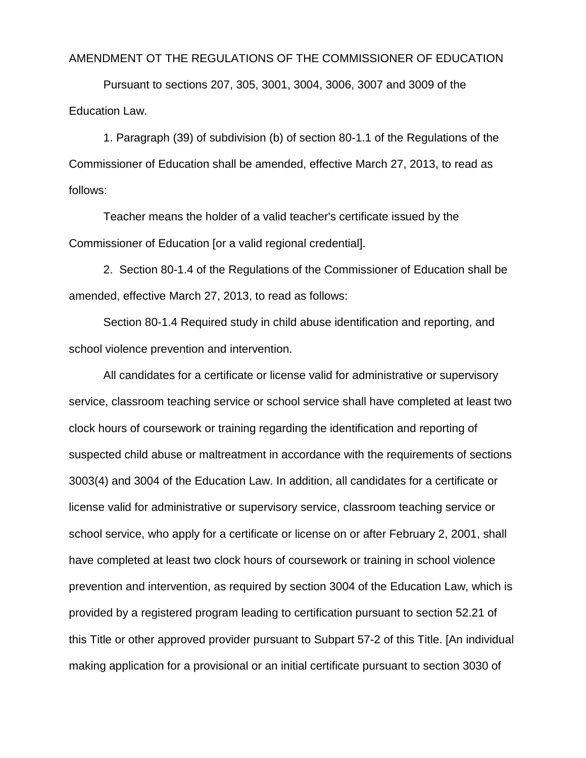AMENDMENT OT THE REGULATIONS OF THE COMMISSIONER OF EDUCATION

Pursuant to sections 207, 305, 3001, 3004, 3006, 3007 and 3009 of the Education Law.

1. Paragraph (39) of subdivision (b) of section 80-1.1 of the Regulations of the Commissioner of Education shall be amended, effective March 27, 2013, to read as follows:

Teacher means the holder of a valid teacher's certificate issued by the Commissioner of Education [or a valid regional credential].

2. Section 80-1.4 of the Regulations of the Commissioner of Education shall be amended, effective March 27, 2013, to read as follows:

Section 80-1.4 Required study in child abuse identification and reporting, and school violence prevention and intervention.

All candidates for a certificate or license valid for administrative or supervisory service, classroom teaching service or school service shall have completed at least two clock hours of coursework or training regarding the identification and reporting of suspected child abuse or maltreatment in accordance with the requirements of sections 3003(4) and 3004 of the Education Law. In addition, all candidates for a certificate or license valid for administrative or supervisory service, classroom teaching service or school service, who apply for a certificate or license on or after February 2, 2001, shall have completed at least two clock hours of coursework or training in school violence prevention and intervention, as required by section 3004 of the Education Law, which is provided by a registered program leading to certification pursuant to section 52.21 of this Title or other approved provider pursuant to Subpart 57-2 of this Title. [An individual making application for a provisional or an initial certificate pursuant to section 3030 of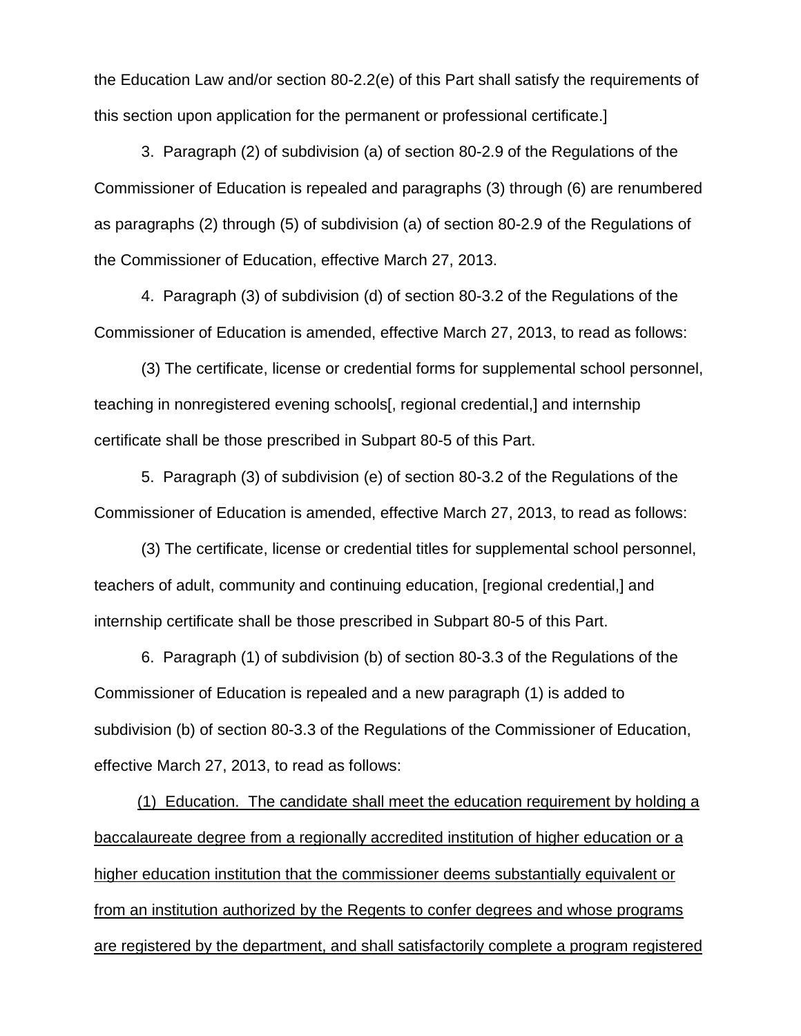the Education Law and/or section 80-2.2(e) of this Part shall satisfy the requirements of this section upon application for the permanent or professional certificate.]

3. Paragraph (2) of subdivision (a) of section 80-2.9 of the Regulations of the Commissioner of Education is repealed and paragraphs (3) through (6) are renumbered as paragraphs (2) through (5) of subdivision (a) of section 80-2.9 of the Regulations of the Commissioner of Education, effective March 27, 2013.

4. Paragraph (3) of subdivision (d) of section 80-3.2 of the Regulations of the Commissioner of Education is amended, effective March 27, 2013, to read as follows:

(3) The certificate, license or credential forms for supplemental school personnel, teaching in nonregistered evening schools[, regional credential,] and internship certificate shall be those prescribed in Subpart 80-5 of this Part.

5. Paragraph (3) of subdivision (e) of section 80-3.2 of the Regulations of the Commissioner of Education is amended, effective March 27, 2013, to read as follows:

(3) The certificate, license or credential titles for supplemental school personnel, teachers of adult, community and continuing education, [regional credential,] and internship certificate shall be those prescribed in Subpart 80-5 of this Part.

6. Paragraph (1) of subdivision (b) of section 80-3.3 of the Regulations of the Commissioner of Education is repealed and a new paragraph (1) is added to subdivision (b) of section 80-3.3 of the Regulations of the Commissioner of Education, effective March 27, 2013, to read as follows:

<u>(1) Education. The candidate shall meet the education requirement by holding a baccalaureate degree from a regionally accredited institution of higher education or a higher education institution that the commissioner deems substantially equivalent or from an institution authorized by the Regents to confer degrees and whose programs are registered by the department, and shall satisfactorily complete a program registered</u>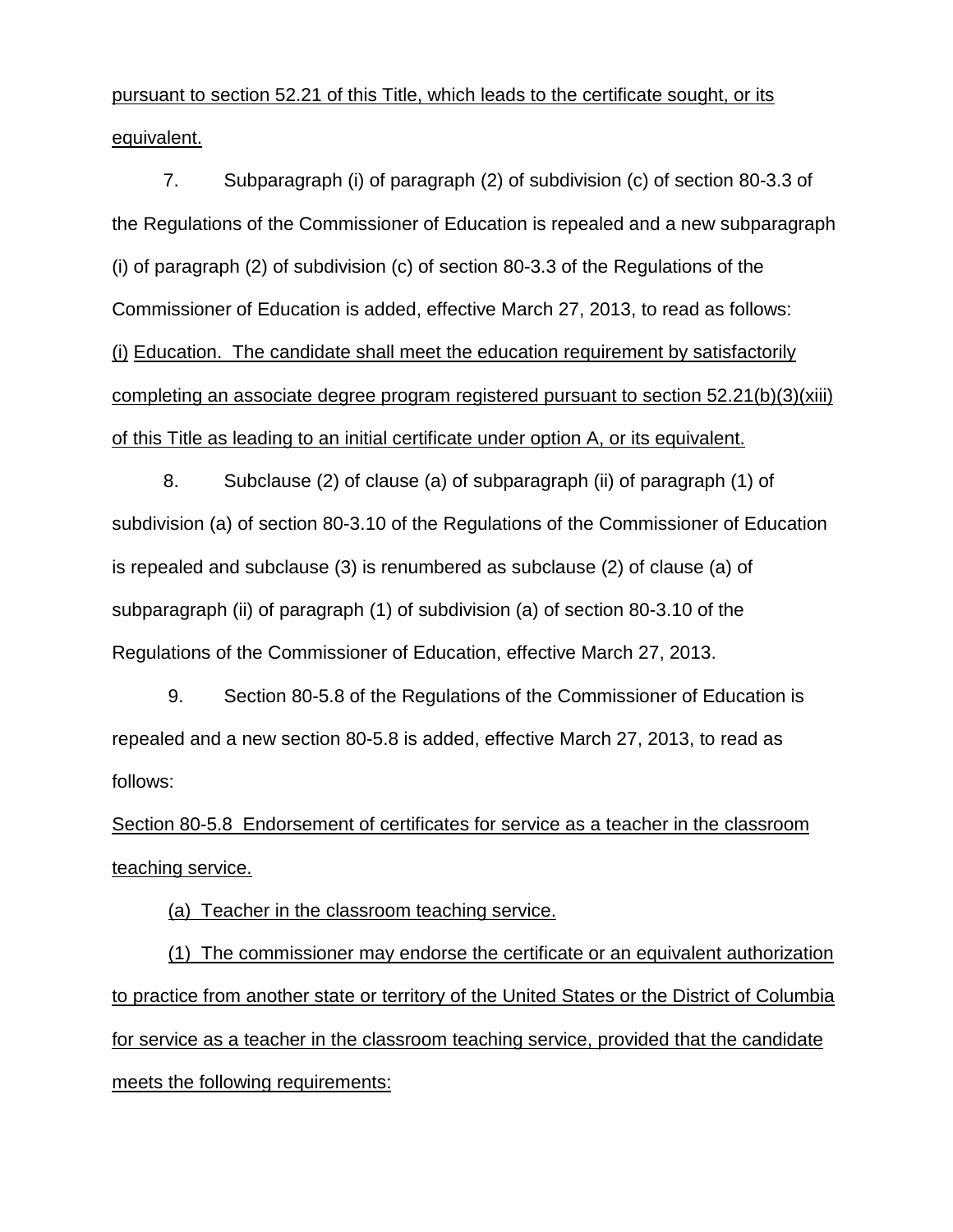pursuant to section 52.21 of this Title, which leads to the certificate sought, or its equivalent.

7. Subparagraph (i) of paragraph (2) of subdivision (c) of section 80-3.3 of the Regulations of the Commissioner of Education is repealed and a new subparagraph (i) of paragraph (2) of subdivision (c) of section 80-3.3 of the Regulations of the Commissioner of Education is added, effective March 27, 2013, to read as follows:

(i) Education. The candidate shall meet the education requirement by satisfactorily completing an associate degree program registered pursuant to section 52.21(b)(3)(xiii) of this Title as leading to an initial certificate under option A, or its equivalent.

8. Subclause (2) of clause (a) of subparagraph (ii) of paragraph (1) of subdivision (a) of section 80-3.10 of the Regulations of the Commissioner of Education is repealed and subclause (3) is renumbered as subclause (2) of clause (a) of subparagraph (ii) of paragraph (1) of subdivision (a) of section 80-3.10 of the Regulations of the Commissioner of Education, effective March 27, 2013.

9. Section 80-5.8 of the Regulations of the Commissioner of Education is repealed and a new section 80-5.8 is added, effective March 27, 2013, to read as follows:

Section 80-5.8 Endorsement of certificates for service as a teacher in the classroom teaching service.

(a) Teacher in the classroom teaching service.

(1) The commissioner may endorse the certificate or an equivalent authorization to practice from another state or territory of the United States or the District of Columbia for service as a teacher in the classroom teaching service, provided that the candidate meets the following requirements: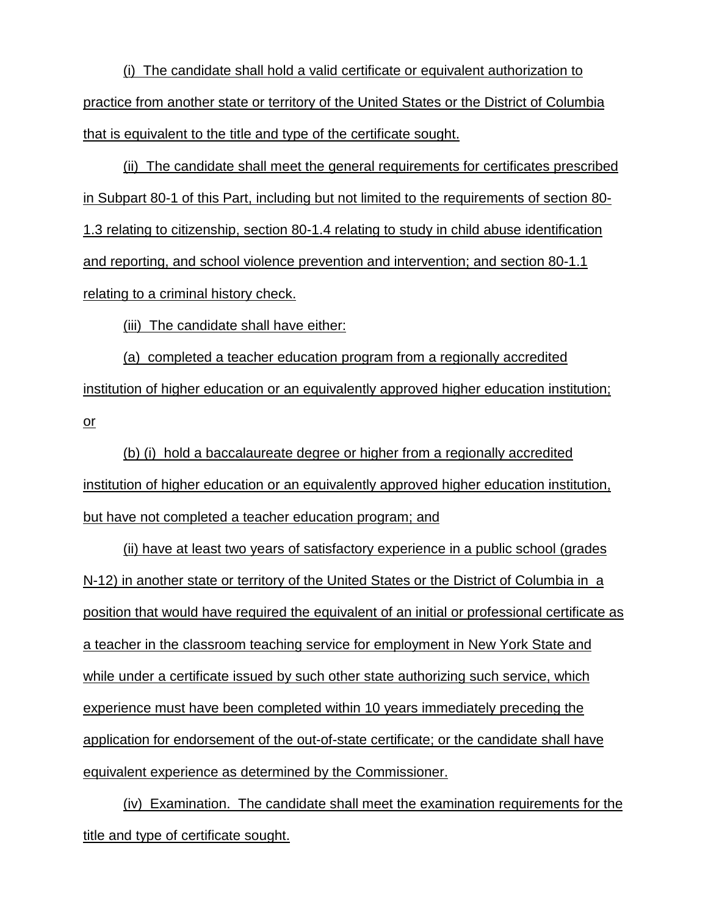(i) The candidate shall hold a valid certificate or equivalent authorization to practice from another state or territory of the United States or the District of Columbia that is equivalent to the title and type of the certificate sought.

(ii) The candidate shall meet the general requirements for certificates prescribed in Subpart 80-1 of this Part, including but not limited to the requirements of section 80-1.3 relating to citizenship, section 80-1.4 relating to study in child abuse identification and reporting, and school violence prevention and intervention; and section 80-1.1 relating to a criminal history check.

(iii) The candidate shall have either:

(a) completed a teacher education program from a regionally accredited institution of higher education or an equivalently approved higher education institution; or

(b) (i) hold a baccalaureate degree or higher from a regionally accredited institution of higher education or an equivalently approved higher education institution, but have not completed a teacher education program; and

(ii) have at least two years of satisfactory experience in a public school (grades N-12) in another state or territory of the United States or the District of Columbia in a position that would have required the equivalent of an initial or professional certificate as a teacher in the classroom teaching service for employment in New York State and while under a certificate issued by such other state authorizing such service, which experience must have been completed within 10 years immediately preceding the application for endorsement of the out-of-state certificate; or the candidate shall have equivalent experience as determined by the Commissioner.

(iv) Examination. The candidate shall meet the examination requirements for the title and type of certificate sought.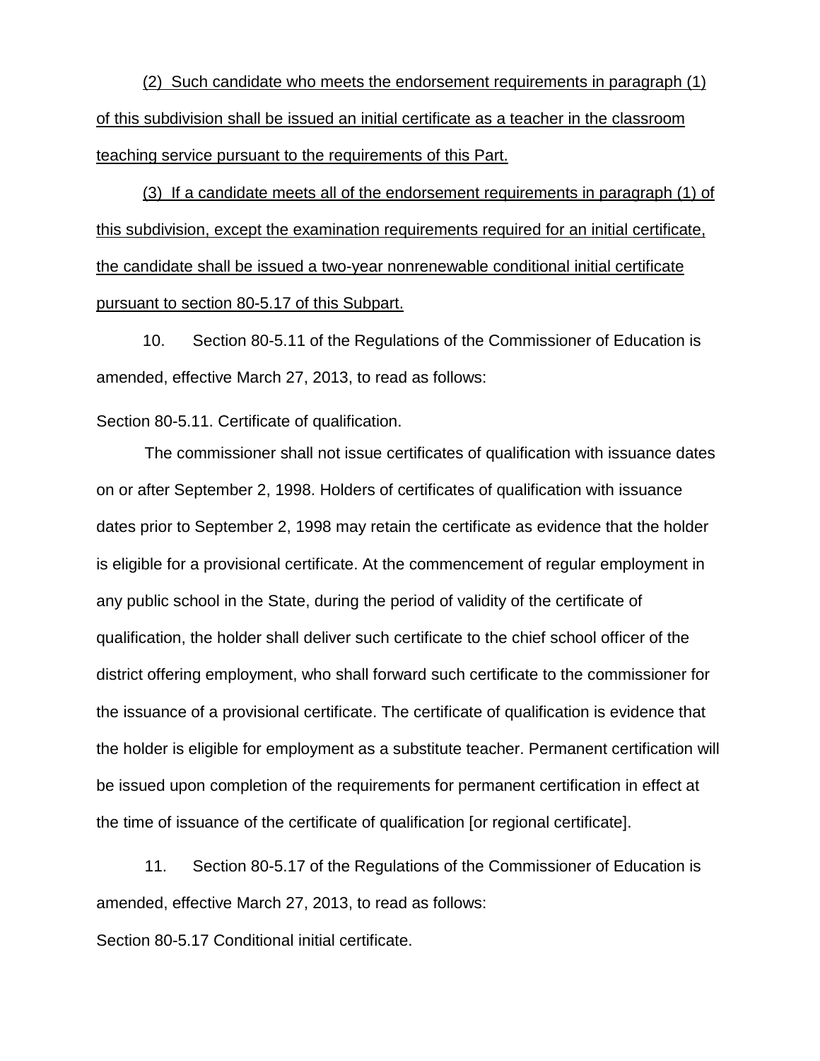(2) Such candidate who meets the endorsement requirements in paragraph (1) of this subdivision shall be issued an initial certificate as a teacher in the classroom teaching service pursuant to the requirements of this Part.

(3) If a candidate meets all of the endorsement requirements in paragraph (1) of this subdivision, except the examination requirements required for an initial certificate, the candidate shall be issued a two-year nonrenewable conditional initial certificate pursuant to section 80-5.17 of this Subpart.

10. Section 80-5.11 of the Regulations of the Commissioner of Education is amended, effective March 27, 2013, to read as follows:

Section 80-5.11. Certificate of qualification.

The commissioner shall not issue certificates of qualification with issuance dates on or after September 2, 1998. Holders of certificates of qualification with issuance dates prior to September 2, 1998 may retain the certificate as evidence that the holder is eligible for a provisional certificate. At the commencement of regular employment in any public school in the State, during the period of validity of the certificate of qualification, the holder shall deliver such certificate to the chief school officer of the district offering employment, who shall forward such certificate to the commissioner for the issuance of a provisional certificate. The certificate of qualification is evidence that the holder is eligible for employment as a substitute teacher. Permanent certification will be issued upon completion of the requirements for permanent certification in effect at the time of issuance of the certificate of qualification [or regional certificate].

11. Section 80-5.17 of the Regulations of the Commissioner of Education is amended, effective March 27, 2013, to read as follows:

Section 80-5.17 Conditional initial certificate.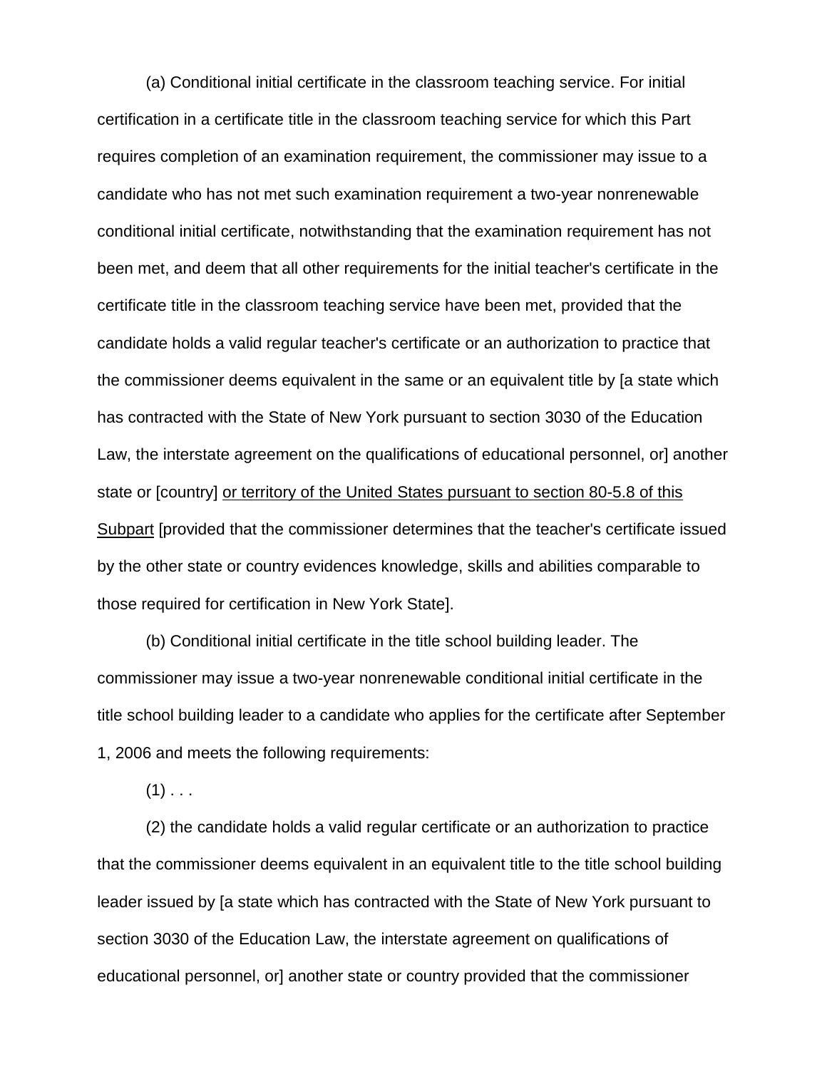(a) Conditional initial certificate in the classroom teaching service. For initial certification in a certificate title in the classroom teaching service for which this Part requires completion of an examination requirement, the commissioner may issue to a candidate who has not met such examination requirement a two-year nonrenewable conditional initial certificate, notwithstanding that the examination requirement has not been met, and deem that all other requirements for the initial teacher's certificate in the certificate title in the classroom teaching service have been met, provided that the candidate holds a valid regular teacher's certificate or an authorization to practice that the commissioner deems equivalent in the same or an equivalent title by [a state which has contracted with the State of New York pursuant to section 3030 of the Education Law, the interstate agreement on the qualifications of educational personnel, or] another state or [country] <u>or territory of the United States pursuant to section 80-5.8 of this Subpart</u> [provided that the commissioner determines that the teacher's certificate issued by the other state or country evidences knowledge, skills and abilities comparable to those required for certification in New York State].

(b) Conditional initial certificate in the title school building leader. The commissioner may issue a two-year nonrenewable conditional initial certificate in the title school building leader to a candidate who applies for the certificate after September 1, 2006 and meets the following requirements:

(1) . . .

(2) the candidate holds a valid regular certificate or an authorization to practice that the commissioner deems equivalent in an equivalent title to the title school building leader issued by [a state which has contracted with the State of New York pursuant to section 3030 of the Education Law, the interstate agreement on qualifications of educational personnel, or] another state or country provided that the commissioner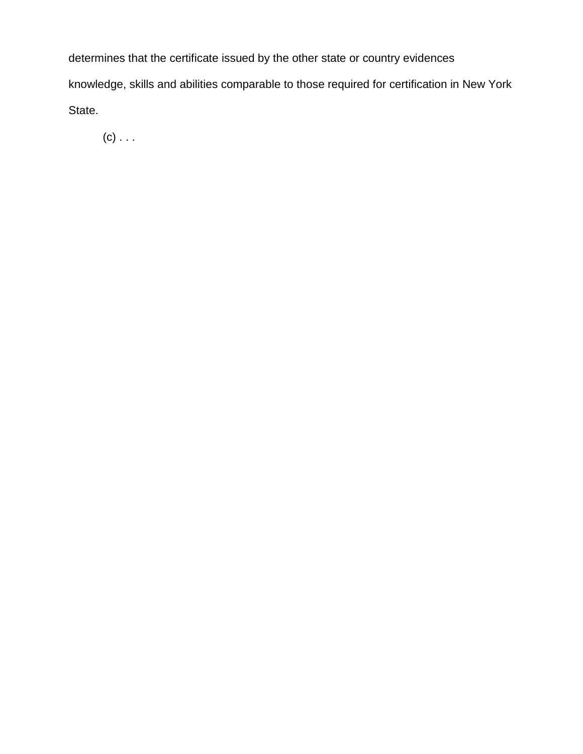determines that the certificate issued by the other state or country evidences knowledge, skills and abilities comparable to those required for certification in New York State.

(c) . . .